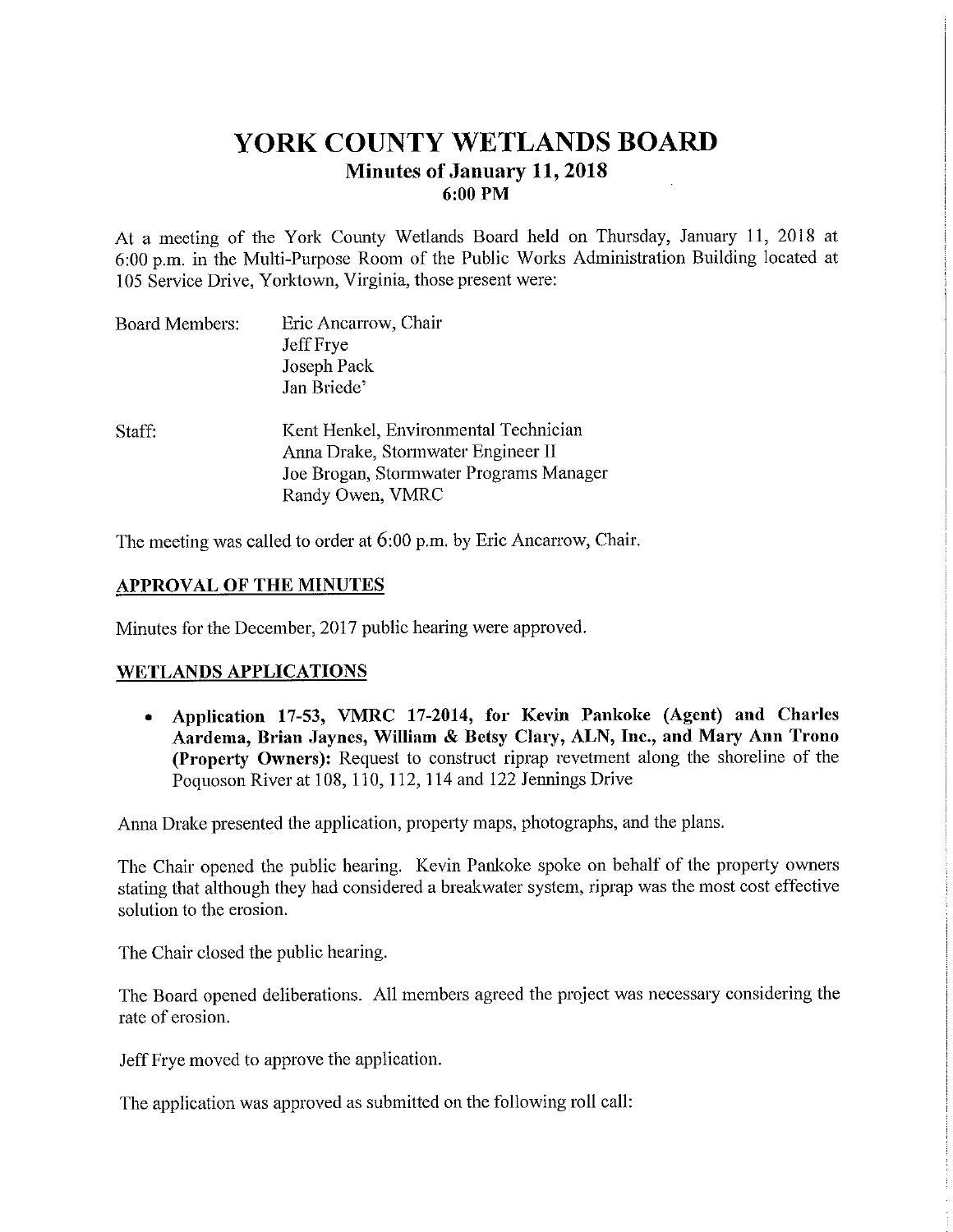# YORK COUNTY WETLANDS BOARD

## Minutes of January 11, 2018

### 6:00 PM

At a meeting of the York County Wetlands Board held on Thursday, January 11, 2018 at 6:00 p.m. in the Multi-Purpose Room of the Public Works Administration Building located at 105 Service Drive, Yorktown, Virginia, those present were:

| | |
|---|---|
| Board Members: | Eric Ancarrow, Chair<br>Jeff Frye<br>Joseph Pack<br>Jan Briede' |
| Staff: | Kent Henkel, Environmental Technician<br>Anna Drake, Stormwater Engineer II<br>Joe Brogan, Stormwater Programs Manager<br>Randy Owen, VMRC |

The meeting was called to order at 6:00 p.m. by Eric Ancarrow, Chair.

## APPROVAL OF THE MINUTES

Minutes for the December, 2017 public hearing were approved.

## WETLANDS APPLICATIONS

- **Application 17-53, VMRC 17-2014, for Kevin Pankoke (Agent) and Charles Aardema, Brian Jaynes, William & Betsy Clary, ALN, Inc., and Mary Ann Trono (Property Owners):** Request to construct riprap revetment along the shoreline of the Poquoson River at 108, 110, 112, 114 and 122 Jennings Drive

Anna Drake presented the application, property maps, photographs, and the plans.

The Chair opened the public hearing. Kevin Pankoke spoke on behalf of the property owners stating that although they had considered a breakwater system, riprap was the most cost effective solution to the erosion.

The Chair closed the public hearing.

The Board opened deliberations. All members agreed the project was necessary considering the rate of erosion.

Jeff Frye moved to approve the application.

The application was approved as submitted on the following roll call: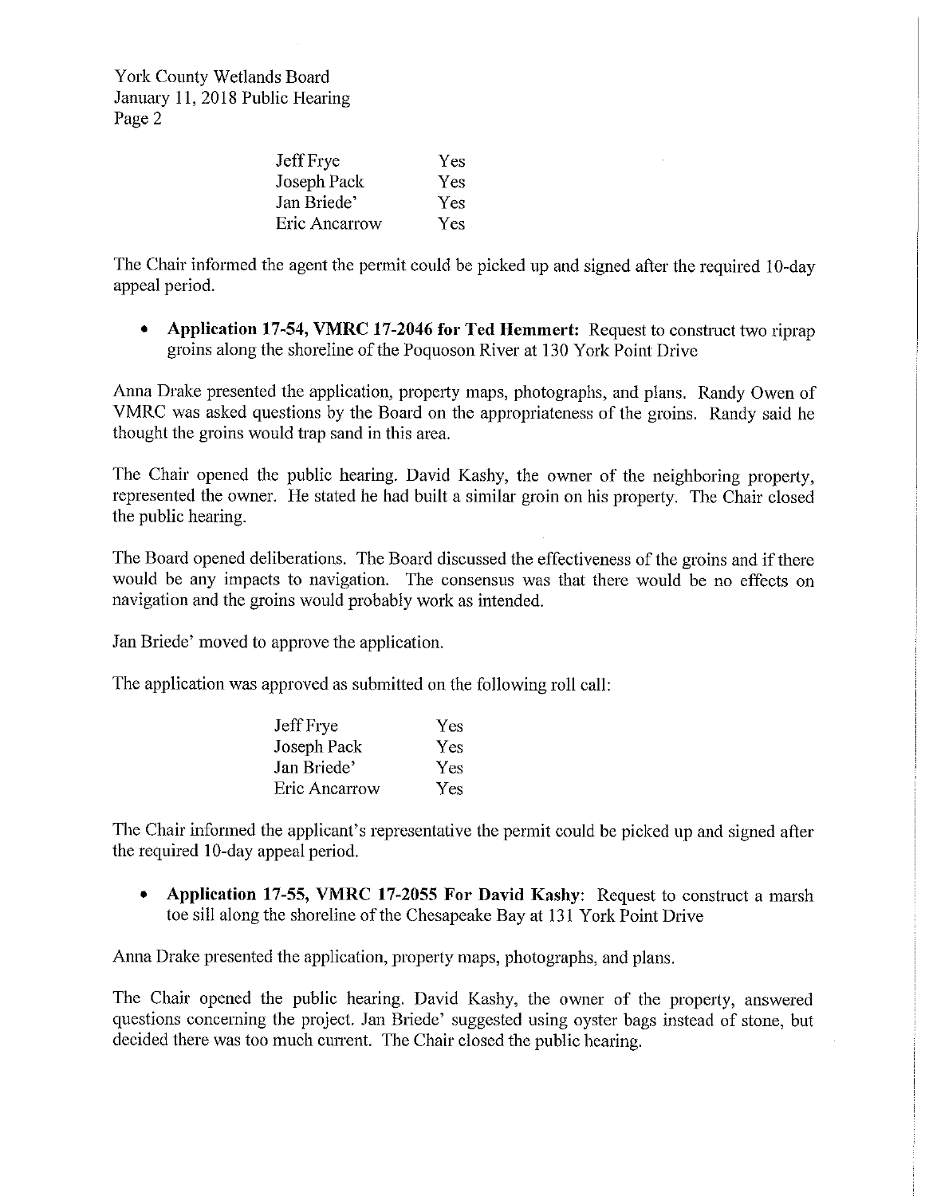| | |
|---|---|
| Jeff Frye | Yes |
| Joseph Pack | Yes |
| Jan Briede' | Yes |
| Eric Ancarrow | Yes |

The Chair informed the agent the permit could be picked up and signed after the required 10-day appeal period.

- **Application 17-54, VMRC 17-2046 for Ted Hemmert:** Request to construct two riprap groins along the shoreline of the Poquoson River at 130 York Point Drive

Anna Drake presented the application, property maps, photographs, and plans. Randy Owen of VMRC was asked questions by the Board on the appropriateness of the groins. Randy said he thought the groins would trap sand in this area.

The Chair opened the public hearing. David Kashy, the owner of the neighboring property, represented the owner. He stated he had built a similar groin on his property. The Chair closed the public hearing.

The Board opened deliberations. The Board discussed the effectiveness of the groins and if there would be any impacts to navigation. The consensus was that there would be no effects on navigation and the groins would probably work as intended.

Jan Briede' moved to approve the application.

The application was approved as submitted on the following roll call:

| | |
|---|---|
| Jeff Frye | Yes |
| Joseph Pack | Yes |
| Jan Briede' | Yes |
| Eric Ancarrow | Yes |

The Chair informed the applicant's representative the permit could be picked up and signed after the required 10-day appeal period.

- **Application 17-55, VMRC 17-2055 For David Kashy:** Request to construct a marsh toe sill along the shoreline of the Chesapeake Bay at 131 York Point Drive

Anna Drake presented the application, property maps, photographs, and plans.

The Chair opened the public hearing. David Kashy, the owner of the property, answered questions concerning the project. Jan Briede' suggested using oyster bags instead of stone, but decided there was too much current. The Chair closed the public hearing.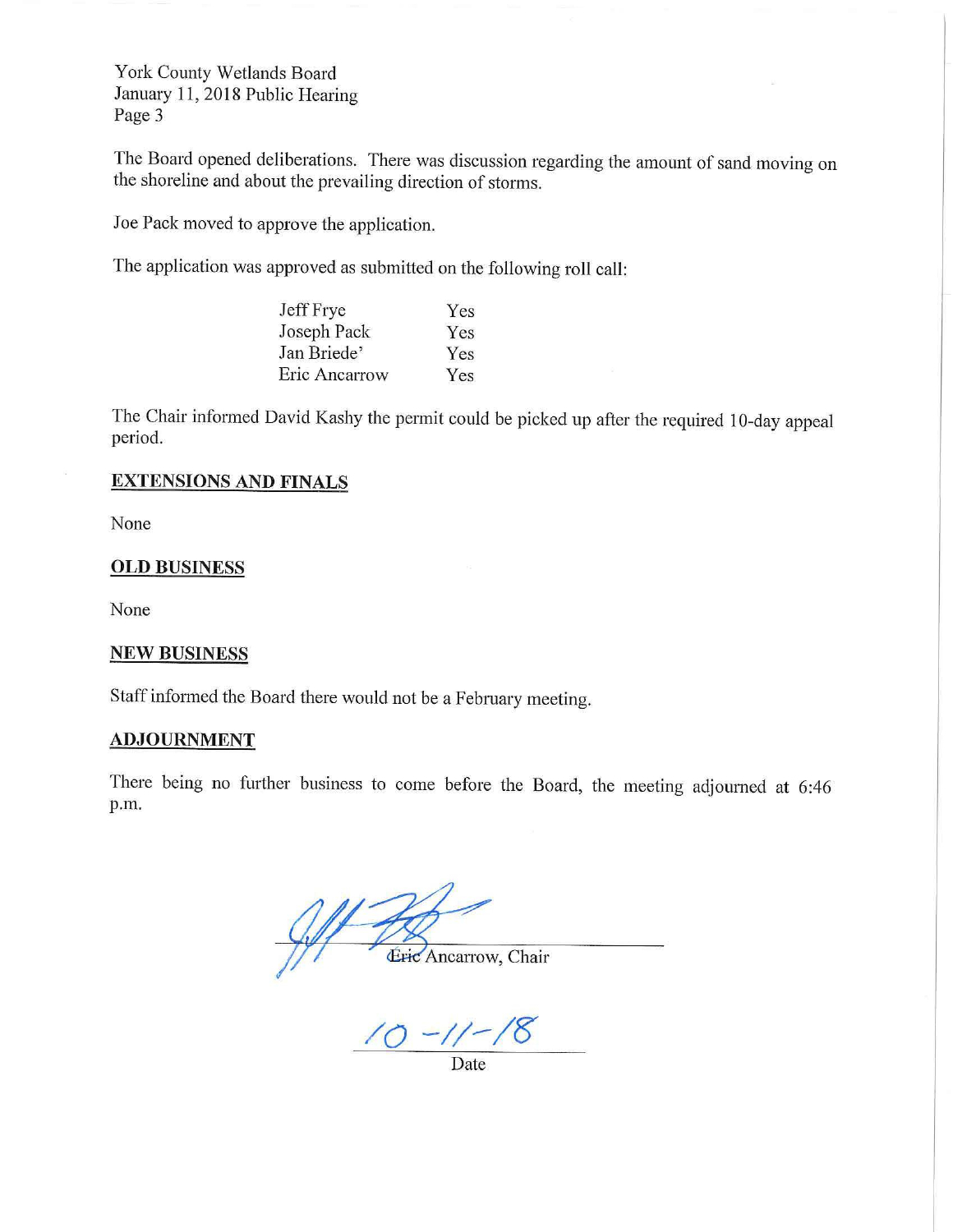The Board opened deliberations. There was discussion regarding the amount of sand moving on the shoreline and about the prevailing direction of storms.

Joe Pack moved to approve the application.

The application was approved as submitted on the following roll call:

| | |
|---|---|
| Jeff Frye | Yes |
| Joseph Pack | Yes |
| Jan Briede' | Yes |
| Eric Ancarrow | Yes |

The Chair informed David Kashy the permit could be picked up after the required 10-day appeal period.

## EXTENSIONS AND FINALS

None

## OLD BUSINESS

None

## NEW BUSINESS

Staff informed the Board there would not be a February meeting.

## ADJOURNMENT

There being no further business to come before the Board, the meeting adjourned at 6:46 p.m.

Eric Ancarrow, Chair

10-11-18

Date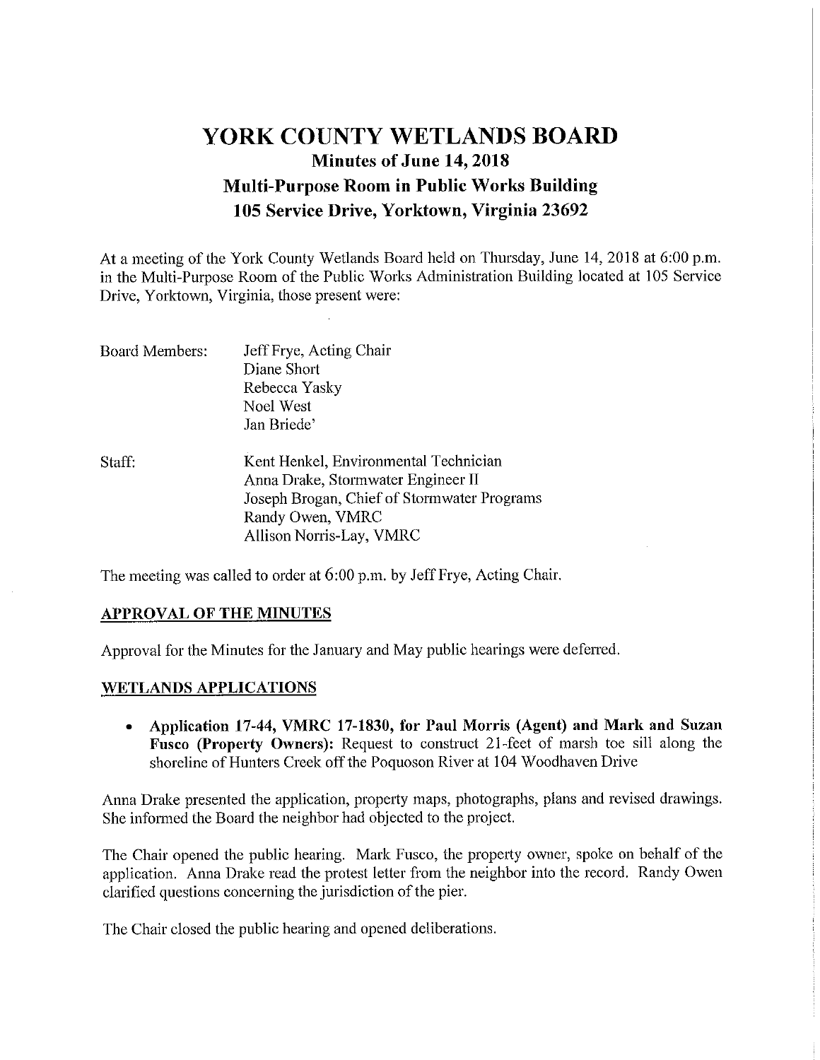# YORK COUNTY WETLANDS BOARD

## Minutes of June 14, 2018

## Multi-Purpose Room in Public Works Building

## 105 Service Drive, Yorktown, Virginia 23692

At a meeting of the York County Wetlands Board held on Thursday, June 14, 2018 at 6:00 p.m. in the Multi-Purpose Room of the Public Works Administration Building located at 105 Service Drive, Yorktown, Virginia, those present were:

| | |
|---|---|
| Board Members: | Jeff Frye, Acting Chair<br>Diane Short<br>Rebecca Yasky<br>Noel West<br>Jan Briede' |
| Staff: | Kent Henkel, Environmental Technician<br>Anna Drake, Stormwater Engineer II<br>Joseph Brogan, Chief of Stormwater Programs<br>Randy Owen, VMRC<br>Allison Norris-Lay, VMRC |

The meeting was called to order at 6:00 p.m. by Jeff Frye, Acting Chair.

### APPROVAL OF THE MINUTES

Approval for the Minutes for the January and May public hearings were deferred.

### WETLANDS APPLICATIONS

- **Application 17-44, VMRC 17-1830, for Paul Morris (Agent) and Mark and Suzan Fusco (Property Owners):** Request to construct 21-feet of marsh toe sill along the shoreline of Hunters Creek off the Poquoson River at 104 Woodhaven Drive

Anna Drake presented the application, property maps, photographs, plans and revised drawings. She informed the Board the neighbor had objected to the project.

The Chair opened the public hearing. Mark Fusco, the property owner, spoke on behalf of the application. Anna Drake read the protest letter from the neighbor into the record. Randy Owen clarified questions concerning the jurisdiction of the pier.

The Chair closed the public hearing and opened deliberations.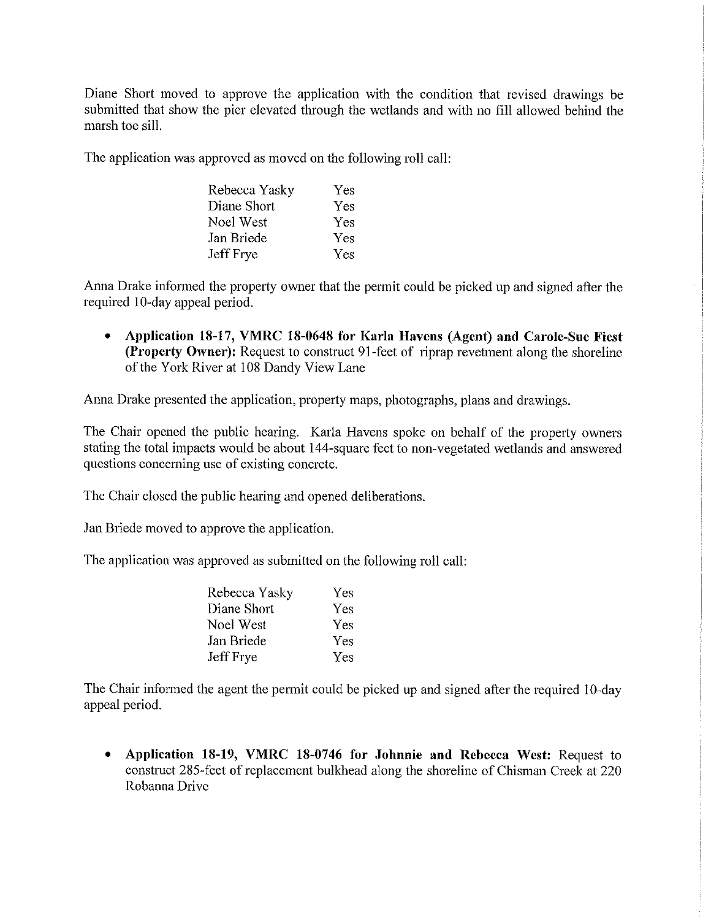Diane Short moved to approve the application with the condition that revised drawings be submitted that show the pier elevated through the wetlands and with no fill allowed behind the marsh toe sill.

The application was approved as moved on the following roll call:

| | |
|---|---|
| Rebecca Yasky | Yes |
| Diane Short | Yes |
| Noel West | Yes |
| Jan Briede | Yes |
| Jeff Frye | Yes |

Anna Drake informed the property owner that the permit could be picked up and signed after the required 10-day appeal period.

- **Application 18-17, VMRC 18-0648 for Karla Havens (Agent) and Carole-Sue Fiest (Property Owner):** Request to construct 91-feet of riprap revetment along the shoreline of the York River at 108 Dandy View Lane

Anna Drake presented the application, property maps, photographs, plans and drawings.

The Chair opened the public hearing. Karla Havens spoke on behalf of the property owners stating the total impacts would be about 144-square feet to non-vegetated wetlands and answered questions concerning use of existing concrete.

The Chair closed the public hearing and opened deliberations.

Jan Briede moved to approve the application.

The application was approved as submitted on the following roll call:

| | |
|---|---|
| Rebecca Yasky | Yes |
| Diane Short | Yes |
| Noel West | Yes |
| Jan Briede | Yes |
| Jeff Frye | Yes |

The Chair informed the agent the permit could be picked up and signed after the required 10-day appeal period.

- **Application 18-19, VMRC 18-0746 for Johnnie and Rebecca West:** Request to construct 285-feet of replacement bulkhead along the shoreline of Chisman Creek at 220 Robanna Drive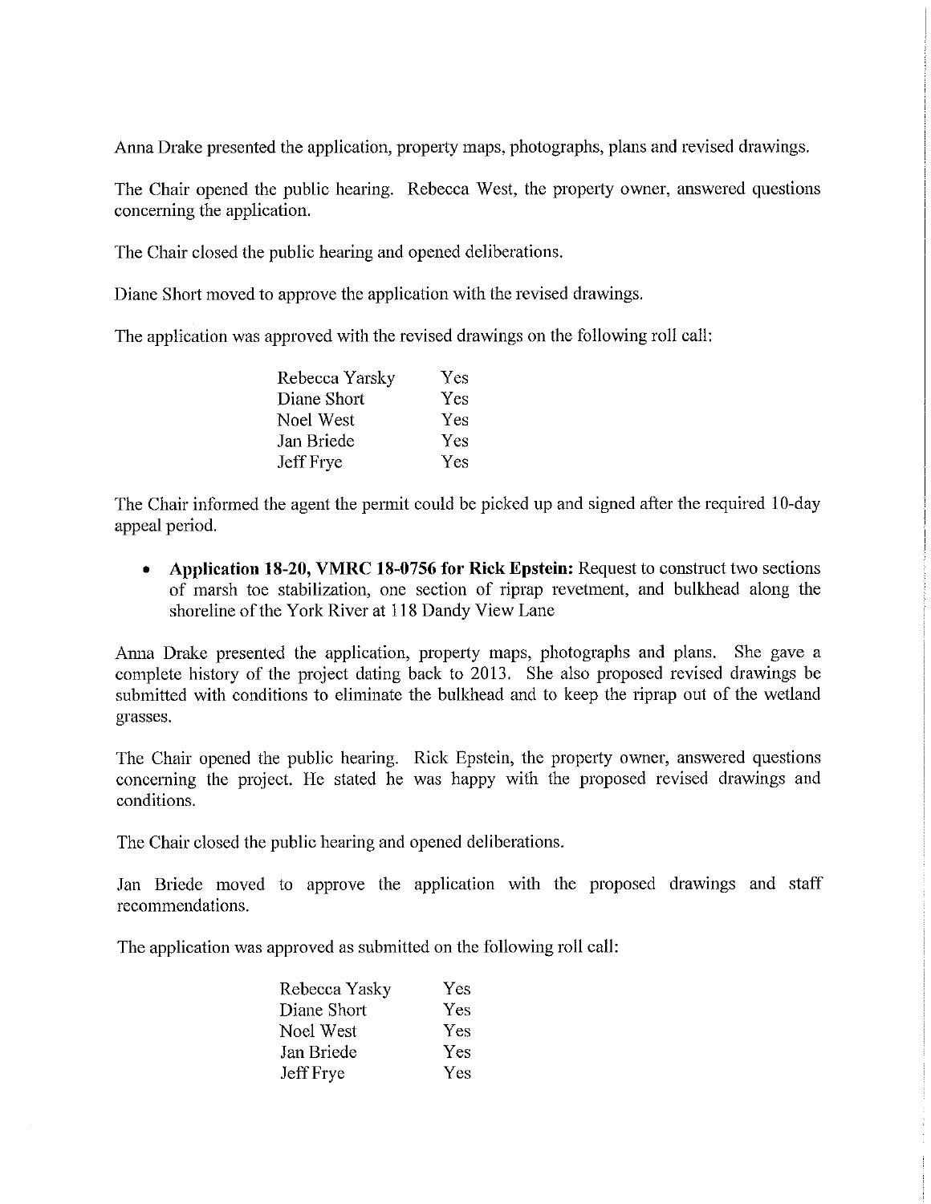Anna Drake presented the application, property maps, photographs, plans and revised drawings.

The Chair opened the public hearing. Rebecca West, the property owner, answered questions concerning the application.

The Chair closed the public hearing and opened deliberations.

Diane Short moved to approve the application with the revised drawings.

The application was approved with the revised drawings on the following roll call:

| | |
|---|---|
| Rebecca Yarsky | Yes |
| Diane Short | Yes |
| Noel West | Yes |
| Jan Briede | Yes |
| Jeff Frye | Yes |

The Chair informed the agent the permit could be picked up and signed after the required 10-day appeal period.

- **Application 18-20, VMRC 18-0756 for Rick Epstein:** Request to construct two sections of marsh toe stabilization, one section of riprap revetment, and bulkhead along the shoreline of the York River at 118 Dandy View Lane

Anna Drake presented the application, property maps, photographs and plans. She gave a complete history of the project dating back to 2013. She also proposed revised drawings be submitted with conditions to eliminate the bulkhead and to keep the riprap out of the wetland grasses.

The Chair opened the public hearing. Rick Epstein, the property owner, answered questions concerning the project. He stated he was happy with the proposed revised drawings and conditions.

The Chair closed the public hearing and opened deliberations.

Jan Briede moved to approve the application with the proposed drawings and staff recommendations.

The application was approved as submitted on the following roll call:

| | |
|---|---|
| Rebecca Yasky | Yes |
| Diane Short | Yes |
| Noel West | Yes |
| Jan Briede | Yes |
| Jeff Frye | Yes |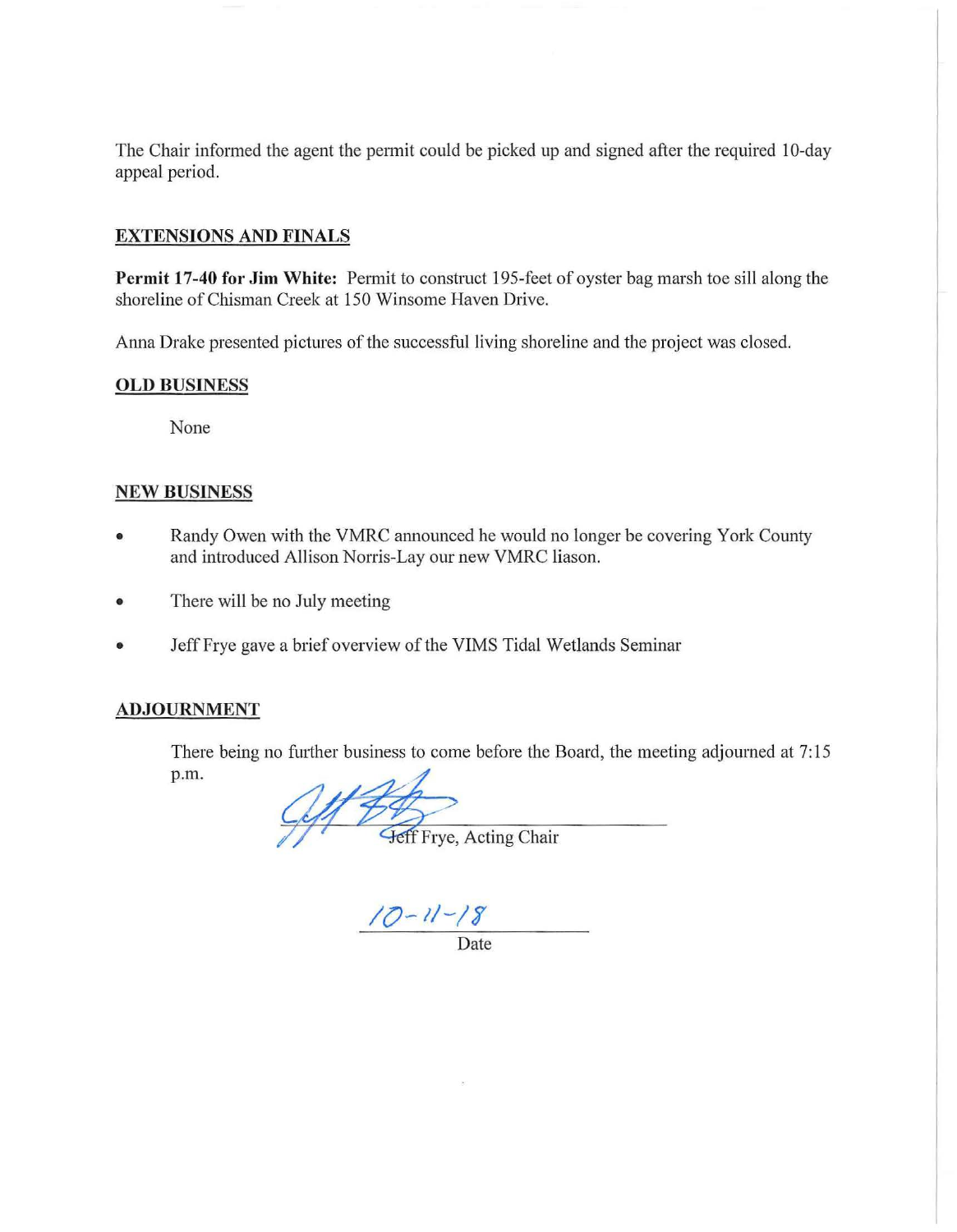The Chair informed the agent the permit could be picked up and signed after the required 10-day appeal period.

## EXTENSIONS AND FINALS

**Permit 17-40 for Jim White:** Permit to construct 195-feet of oyster bag marsh toe sill along the shoreline of Chisman Creek at 150 Winsome Haven Drive.

Anna Drake presented pictures of the successful living shoreline and the project was closed.

## OLD BUSINESS

None

## NEW BUSINESS

- Randy Owen with the VMRC announced he would no longer be covering York County and introduced Allison Norris-Lay our new VMRC liason.
- There will be no July meeting
- Jeff Frye gave a brief overview of the VIMS Tidal Wetlands Seminar

## ADJOURNMENT

There being no further business to come before the Board, the meeting adjourned at 7:15 p.m.

Jeff Frye, Acting Chair

10-11-18

Date